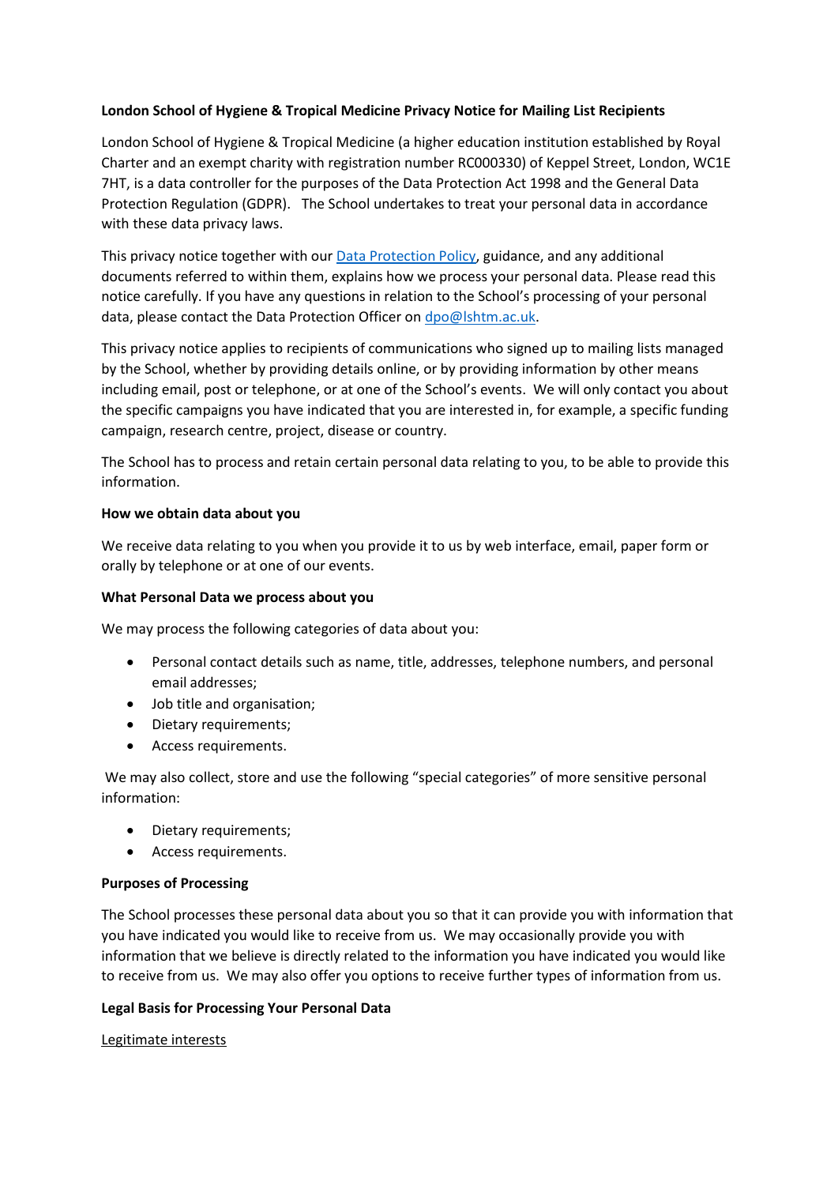**London School of Hygiene & Tropical Medicine Privacy Notice for Mailing List Recipients**

London School of Hygiene & Tropical Medicine (a higher education institution established by Royal Charter and an exempt charity with registration number RC000330) of Keppel Street, London, WC1E 7HT, is a data controller for the purposes of the Data Protection Act 1998 and the General Data Protection Regulation (GDPR). The School undertakes to treat your personal data in accordance with these data privacy laws.

This privacy notice together with our [Data Protection Policy](), guidance, and any additional documents referred to within them, explains how we process your personal data. Please read this notice carefully. If you have any questions in relation to the School's processing of your personal data, please contact the Data Protection Officer on [dpo@lshtm.ac.uk]().

This privacy notice applies to recipients of communications who signed up to mailing lists managed by the School, whether by providing details online, or by providing information by other means including email, post or telephone, or at one of the School's events. We will only contact you about the specific campaigns you have indicated that you are interested in, for example, a specific funding campaign, research centre, project, disease or country.

The School has to process and retain certain personal data relating to you, to be able to provide this information.

**How we obtain data about you**

We receive data relating to you when you provide it to us by web interface, email, paper form or orally by telephone or at one of our events.

**What Personal Data we process about you**

We may process the following categories of data about you:

- Personal contact details such as name, title, addresses, telephone numbers, and personal email addresses;
- Job title and organisation;
- Dietary requirements;
- Access requirements.

We may also collect, store and use the following "special categories" of more sensitive personal information:

- Dietary requirements;
- Access requirements.

**Purposes of Processing**

The School processes these personal data about you so that it can provide you with information that you have indicated you would like to receive from us. We may occasionally provide you with information that we believe is directly related to the information you have indicated you would like to receive from us. We may also offer you options to receive further types of information from us.

**Legal Basis for Processing Your Personal Data**

Legitimate interests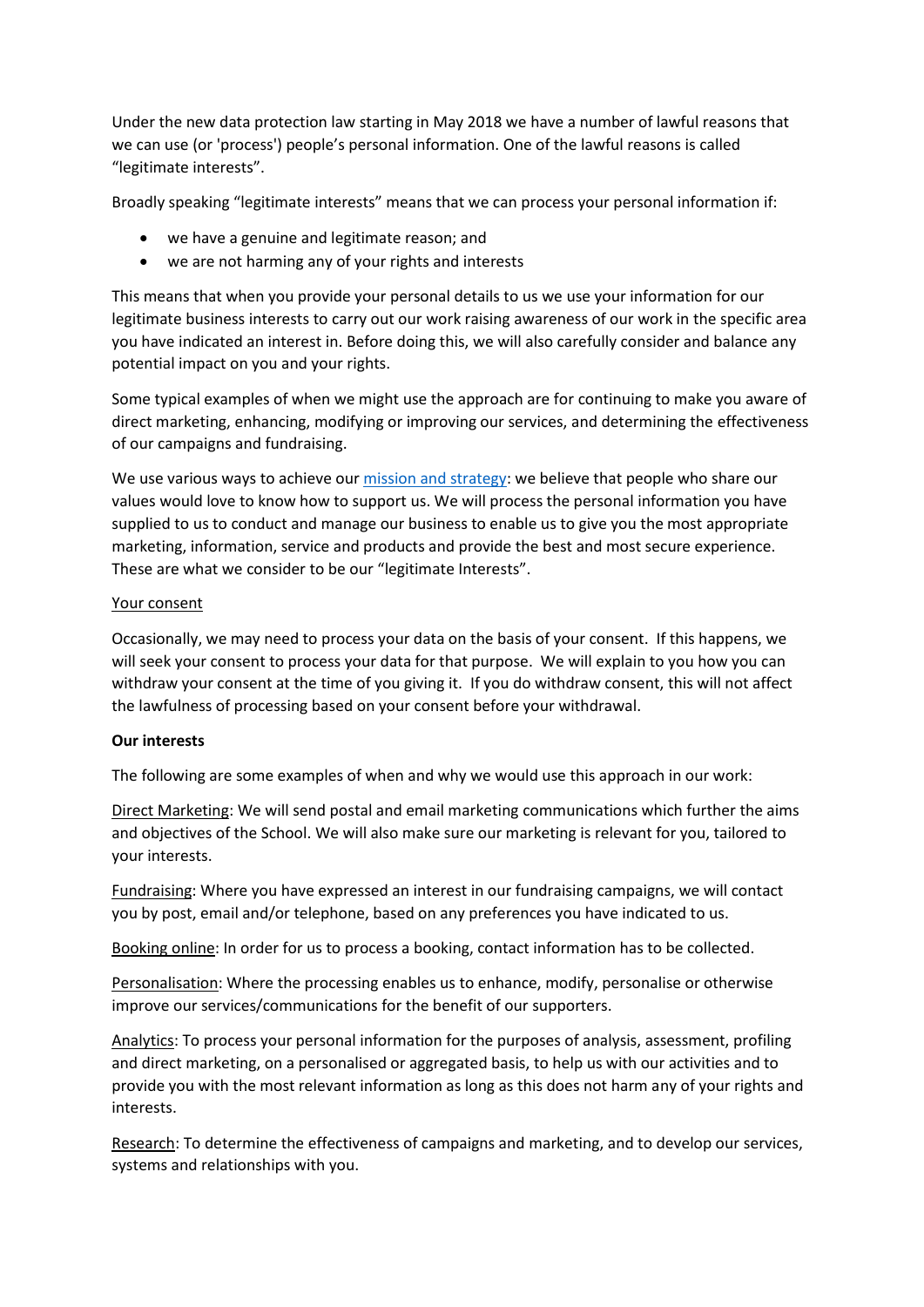Under the new data protection law starting in May 2018 we have a number of lawful reasons that we can use (or 'process') people's personal information. One of the lawful reasons is called "legitimate interests".

Broadly speaking "legitimate interests" means that we can process your personal information if:

- we have a genuine and legitimate reason; and
- we are not harming any of your rights and interests

This means that when you provide your personal details to us we use your information for our legitimate business interests to carry out our work raising awareness of our work in the specific area you have indicated an interest in. Before doing this, we will also carefully consider and balance any potential impact on you and your rights.

Some typical examples of when we might use the approach are for continuing to make you aware of direct marketing, enhancing, modifying or improving our services, and determining the effectiveness of our campaigns and fundraising.

We use various ways to achieve our [mission and strategy](): we believe that people who share our values would love to know how to support us. We will process the personal information you have supplied to us to conduct and manage our business to enable us to give you the most appropriate marketing, information, service and products and provide the best and most secure experience. These are what we consider to be our "legitimate Interests".

Your consent

Occasionally, we may need to process your data on the basis of your consent. If this happens, we will seek your consent to process your data for that purpose. We will explain to you how you can withdraw your consent at the time of you giving it. If you do withdraw consent, this will not affect the lawfulness of processing based on your consent before your withdrawal.

**Our interests**

The following are some examples of when and why we would use this approach in our work:

Direct Marketing: We will send postal and email marketing communications which further the aims and objectives of the School. We will also make sure our marketing is relevant for you, tailored to your interests.

Fundraising: Where you have expressed an interest in our fundraising campaigns, we will contact you by post, email and/or telephone, based on any preferences you have indicated to us.

Booking online: In order for us to process a booking, contact information has to be collected.

Personalisation: Where the processing enables us to enhance, modify, personalise or otherwise improve our services/communications for the benefit of our supporters.

Analytics: To process your personal information for the purposes of analysis, assessment, profiling and direct marketing, on a personalised or aggregated basis, to help us with our activities and to provide you with the most relevant information as long as this does not harm any of your rights and interests.

Research: To determine the effectiveness of campaigns and marketing, and to develop our services, systems and relationships with you.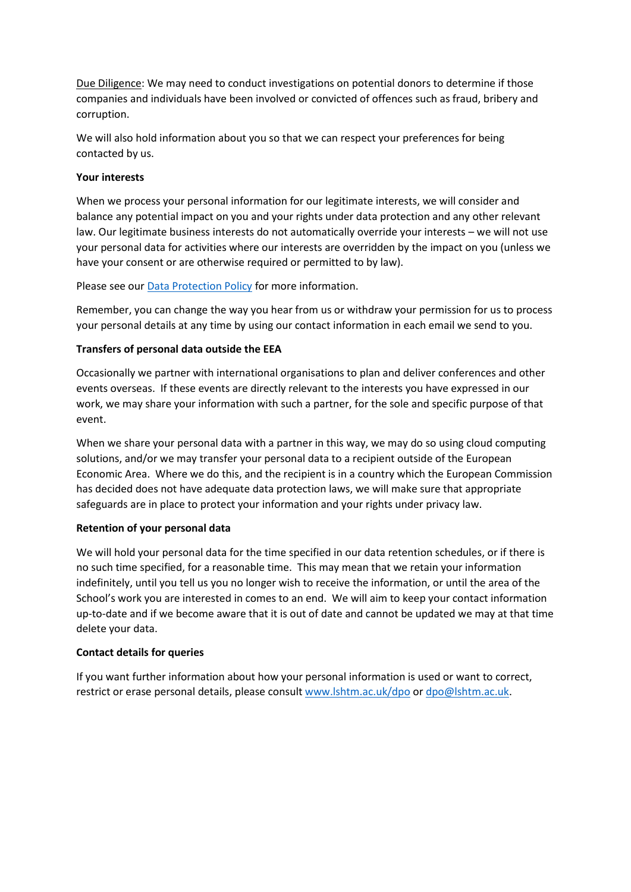Due Diligence: We may need to conduct investigations on potential donors to determine if those companies and individuals have been involved or convicted of offences such as fraud, bribery and corruption.

We will also hold information about you so that we can respect your preferences for being contacted by us.

**Your interests**

When we process your personal information for our legitimate interests, we will consider and balance any potential impact on you and your rights under data protection and any other relevant law. Our legitimate business interests do not automatically override your interests – we will not use your personal data for activities where our interests are overridden by the impact on you (unless we have your consent or are otherwise required or permitted to by law).

Please see our [Data Protection Policy](Data Protection Policy) for more information.

Remember, you can change the way you hear from us or withdraw your permission for us to process your personal details at any time by using our contact information in each email we send to you.

**Transfers of personal data outside the EEA**

Occasionally we partner with international organisations to plan and deliver conferences and other events overseas. If these events are directly relevant to the interests you have expressed in our work, we may share your information with such a partner, for the sole and specific purpose of that event.

When we share your personal data with a partner in this way, we may do so using cloud computing solutions, and/or we may transfer your personal data to a recipient outside of the European Economic Area. Where we do this, and the recipient is in a country which the European Commission has decided does not have adequate data protection laws, we will make sure that appropriate safeguards are in place to protect your information and your rights under privacy law.

**Retention of your personal data**

We will hold your personal data for the time specified in our data retention schedules, or if there is no such time specified, for a reasonable time. This may mean that we retain your information indefinitely, until you tell us you no longer wish to receive the information, or until the area of the School's work you are interested in comes to an end. We will aim to keep your contact information up-to-date and if we become aware that it is out of date and cannot be updated we may at that time delete your data.

**Contact details for queries**

If you want further information about how your personal information is used or want to correct, restrict or erase personal details, please consult [www.lshtm.ac.uk/dpo](www.lshtm.ac.uk/dpo) or [dpo@lshtm.ac.uk](mailto:dpo@lshtm.ac.uk).